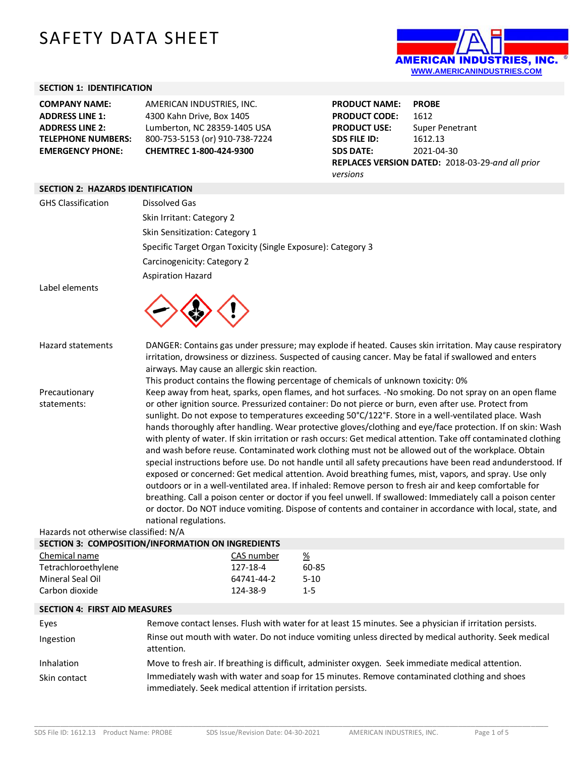# SAFETY DATA SHEET

AMERICAN INDUSTRIES, INC.
WWW.AMERICANINDUSTRIES.COM

## SECTION 1: IDENTIFICATION

| | |
|---|---|
| **COMPANY NAME:** | AMERICAN INDUSTRIES, INC. |
| **ADDRESS LINE 1:** | 4300 Kahn Drive, Box 1405 |
| **ADDRESS LINE 2:** | Lumberton, NC 28359-1405 USA |
| **TELEPHONE NUMBERS:** | 800-753-5153 (or) 910-738-7224 |
| **EMERGENCY PHONE:** | **CHEMTREC 1-800-424-9300** |

| | |
|---|---|
| **PRODUCT NAME:** | **PROBE** |
| **PRODUCT CODE:** | 1612 |
| **PRODUCT USE:** | Super Penetrant |
| **SDS FILE ID:** | 1612.13 |
| **SDS DATE:** | 2021-04-30 |

**REPLACES VERSION DATED:** 2018-03-29-*and all prior versions*

## SECTION 2: HAZARDS IDENTIFICATION

GHS Classification

- Dissolved Gas
- Skin Irritant: Category 2
- Skin Sensitization: Category 1
- Specific Target Organ Toxicity (Single Exposure): Category 3
- Carcinogenicity: Category 2
- Aspiration Hazard

Label elements

Hazard statements: DANGER: Contains gas under pressure; may explode if heated. Causes skin irritation. May cause respiratory irritation, drowsiness or dizziness. Suspected of causing cancer. May be fatal if swallowed and enters airways. May cause an allergic skin reaction.
This product contains the flowing percentage of chemicals of unknown toxicity: 0%

Precautionary statements: Keep away from heat, sparks, open flames, and hot surfaces. -No smoking. Do not spray on an open flame or other ignition source. Pressurized container: Do not pierce or burn, even after use. Protect from sunlight. Do not expose to temperatures exceeding 50°C/122°F. Store in a well-ventilated place. Wash hands thoroughly after handling. Wear protective gloves/clothing and eye/face protection. If on skin: Wash with plenty of water. If skin irritation or rash occurs: Get medical attention. Take off contaminated clothing and wash before reuse. Contaminated work clothing must not be allowed out of the workplace. Obtain special instructions before use. Do not handle until all safety precautions have been read andunderstood. If exposed or concerned: Get medical attention. Avoid breathing fumes, mist, vapors, and spray. Use only outdoors or in a well-ventilated area. If inhaled: Remove person to fresh air and keep comfortable for breathing. Call a poison center or doctor if you feel unwell. If swallowed: Immediately call a poison center or doctor. Do NOT induce vomiting. Dispose of contents and container in accordance with local, state, and national regulations.

Hazards not otherwise classified: N/A

## SECTION 3: COMPOSITION/INFORMATION ON INGREDIENTS

| Chemical name | CAS number | % |
|---|---|---|
| Tetrachloroethylene | 127-18-4 | 60-85 |
| Mineral Seal Oil | 64741-44-2 | 5-10 |
| Carbon dioxide | 124-38-9 | 1-5 |

## SECTION 4: FIRST AID MEASURES

| | |
|---|---|
| Eyes | Remove contact lenses. Flush with water for at least 15 minutes. See a physician if irritation persists. |
| Ingestion | Rinse out mouth with water. Do not induce vomiting unless directed by medical authority. Seek medical attention. |
| Inhalation | Move to fresh air. If breathing is difficult, administer oxygen. Seek immediate medical attention. |
| Skin contact | Immediately wash with water and soap for 15 minutes. Remove contaminated clothing and shoes immediately. Seek medical attention if irritation persists. |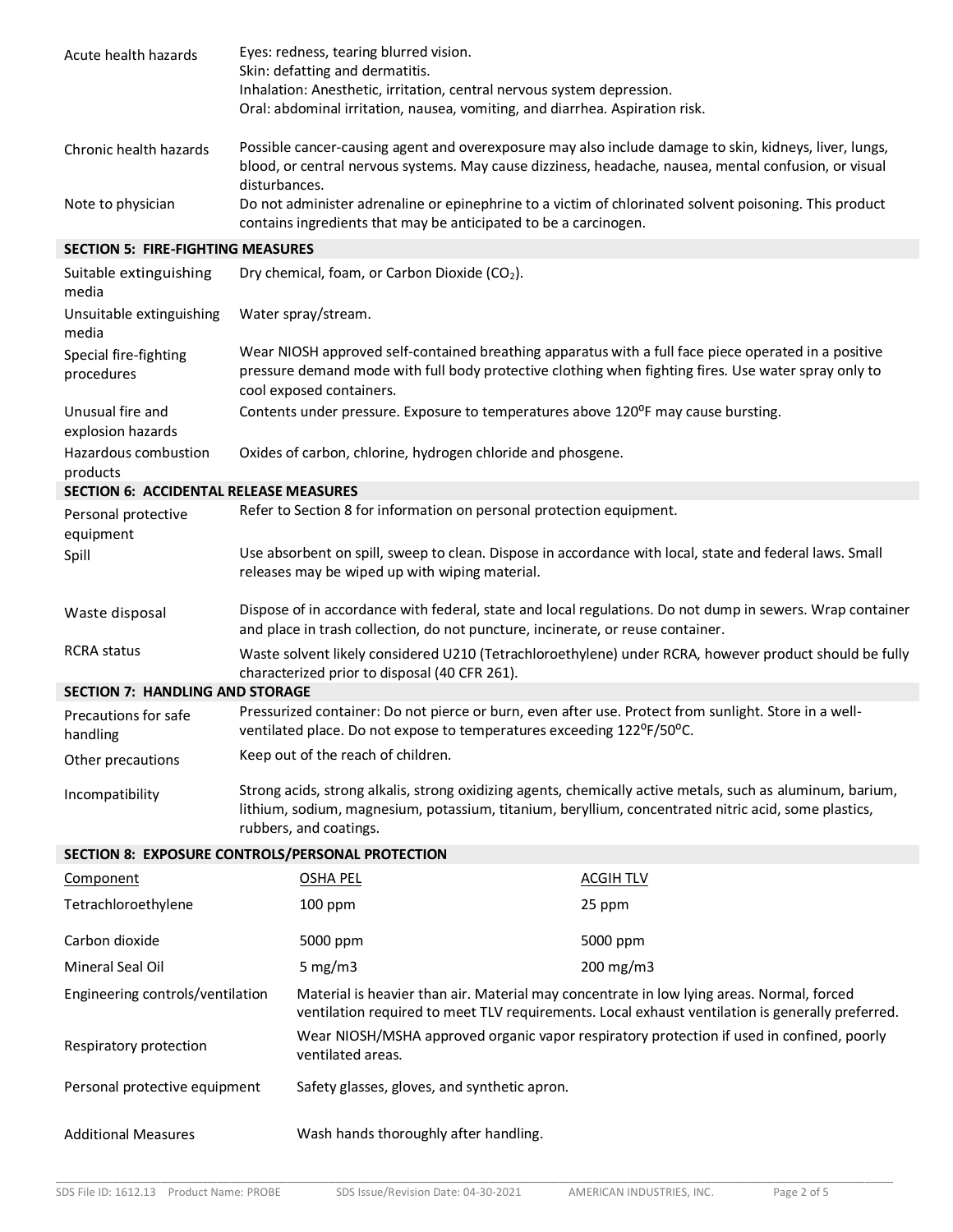| | |
|---|---|
| Acute health hazards | Eyes: redness, tearing blurred vision.<br>Skin: defatting and dermatitis.<br>Inhalation: Anesthetic, irritation, central nervous system depression.<br>Oral: abdominal irritation, nausea, vomiting, and diarrhea. Aspiration risk. |
| Chronic health hazards | Possible cancer-causing agent and overexposure may also include damage to skin, kidneys, liver, lungs, blood, or central nervous systems. May cause dizziness, headache, nausea, mental confusion, or visual disturbances. |
| Note to physician | Do not administer adrenaline or epinephrine to a victim of chlorinated solvent poisoning. This product contains ingredients that may be anticipated to be a carcinogen. |

## SECTION 5: FIRE-FIGHTING MEASURES

| | |
|---|---|
| Suitable extinguishing media | Dry chemical, foam, or Carbon Dioxide ($CO_2$). |
| Unsuitable extinguishing media | Water spray/stream. |
| Special fire-fighting procedures | Wear NIOSH approved self-contained breathing apparatus with a full face piece operated in a positive pressure demand mode with full body protective clothing when fighting fires. Use water spray only to cool exposed containers. |
| Unusual fire and explosion hazards | Contents under pressure. Exposure to temperatures above 120°F may cause bursting. |
| Hazardous combustion products | Oxides of carbon, chlorine, hydrogen chloride and phosgene. |

## SECTION 6: ACCIDENTAL RELEASE MEASURES

| | |
|---|---|
| Personal protective equipment | Refer to Section 8 for information on personal protection equipment. |
| Spill | Use absorbent on spill, sweep to clean. Dispose in accordance with local, state and federal laws. Small releases may be wiped up with wiping material. |
| Waste disposal | Dispose of in accordance with federal, state and local regulations. Do not dump in sewers. Wrap container and place in trash collection, do not puncture, incinerate, or reuse container. |
| RCRA status | Waste solvent likely considered U210 (Tetrachloroethylene) under RCRA, however product should be fully characterized prior to disposal (40 CFR 261). |

## SECTION 7: HANDLING AND STORAGE

| | |
|---|---|
| Precautions for safe handling | Pressurized container: Do not pierce or burn, even after use. Protect from sunlight. Store in a well-ventilated place. Do not expose to temperatures exceeding 122°F/50°C. |
| Other precautions | Keep out of the reach of children. |
| Incompatibility | Strong acids, strong alkalis, strong oxidizing agents, chemically active metals, such as aluminum, barium, lithium, sodium, magnesium, potassium, titanium, beryllium, concentrated nitric acid, some plastics, rubbers, and coatings. |

## SECTION 8: EXPOSURE CONTROLS/PERSONAL PROTECTION

| Component | OSHA PEL | ACGIH TLV |
|---|---|---|
| Tetrachloroethylene | 100 ppm | 25 ppm |
| Carbon dioxide | 5000 ppm | 5000 ppm |
| Mineral Seal Oil | 5 mg/m3 | 200 mg/m3 |

| | |
|---|---|
| Engineering controls/ventilation | Material is heavier than air. Material may concentrate in low lying areas. Normal, forced ventilation required to meet TLV requirements. Local exhaust ventilation is generally preferred. |
| Respiratory protection | Wear NIOSH/MSHA approved organic vapor respiratory protection if used in confined, poorly ventilated areas. |
| Personal protective equipment | Safety glasses, gloves, and synthetic apron. |
| Additional Measures | Wash hands thoroughly after handling. |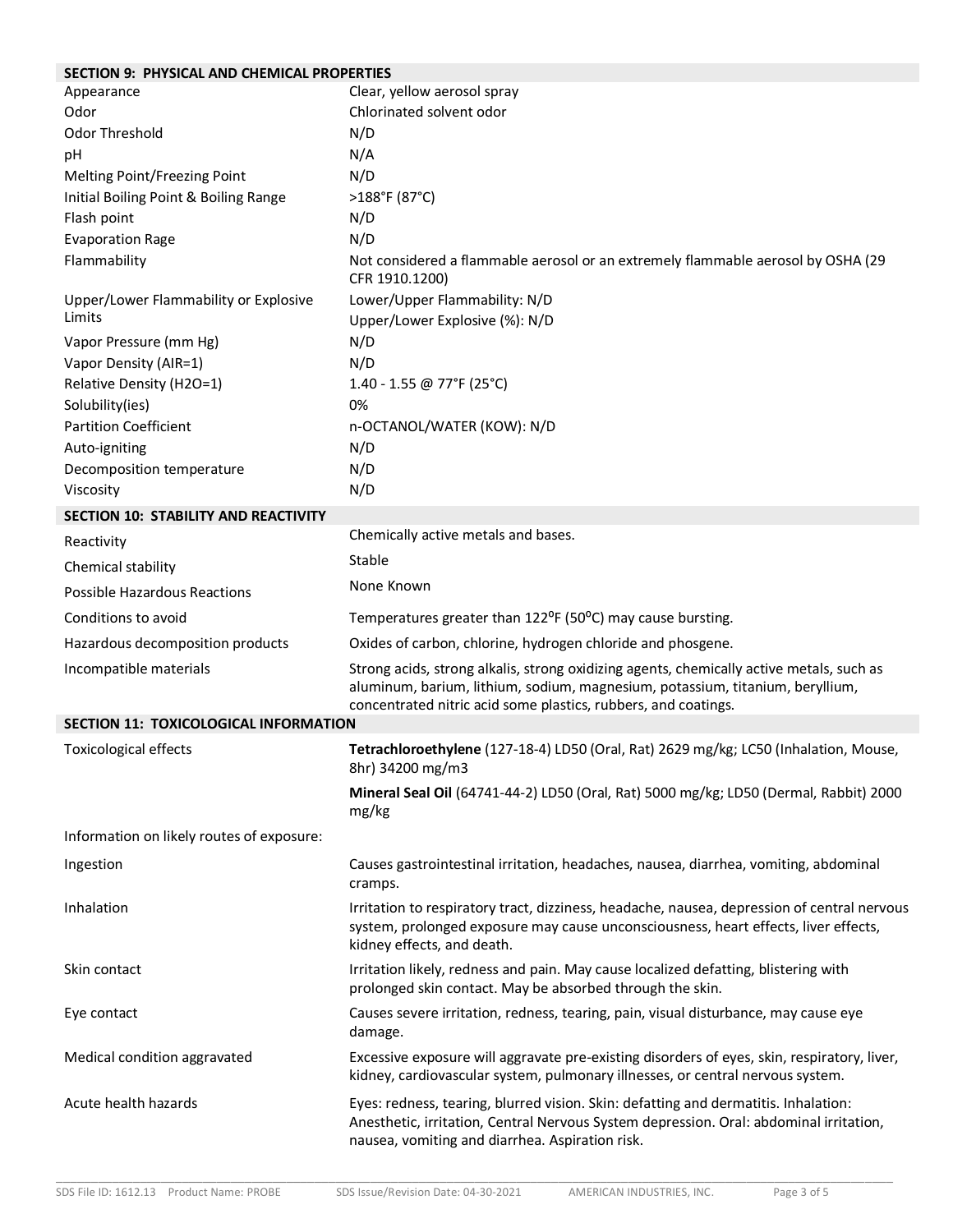## SECTION 9: PHYSICAL AND CHEMICAL PROPERTIES

| | |
|---|---|
| Appearance | Clear, yellow aerosol spray |
| Odor | Chlorinated solvent odor |
| Odor Threshold | N/D |
| pH | N/A |
| Melting Point/Freezing Point | N/D |
| Initial Boiling Point & Boiling Range | >188°F (87°C) |
| Flash point | N/D |
| Evaporation Rage | N/D |
| Flammability | Not considered a flammable aerosol or an extremely flammable aerosol by OSHA (29 CFR 1910.1200) |
| Upper/Lower Flammability or Explosive Limits | Lower/Upper Flammability: N/D<br>Upper/Lower Explosive (%): N/D |
| Vapor Pressure (mm Hg) | N/D |
| Vapor Density (AIR=1) | N/D |
| Relative Density (H2O=1) | 1.40 - 1.55 @ 77°F (25°C) |
| Solubility(ies) | 0% |
| Partition Coefficient | n-OCTANOL/WATER (KOW): N/D |
| Auto-igniting | N/D |
| Decomposition temperature | N/D |
| Viscosity | N/D |

## SECTION 10: STABILITY AND REACTIVITY

| | |
|---|---|
| Reactivity | Chemically active metals and bases. |
| Chemical stability | Stable |
| Possible Hazardous Reactions | None Known |
| Conditions to avoid | Temperatures greater than 122°F (50°C) may cause bursting. |
| Hazardous decomposition products | Oxides of carbon, chlorine, hydrogen chloride and phosgene. |
| Incompatible materials | Strong acids, strong alkalis, strong oxidizing agents, chemically active metals, such as aluminum, barium, lithium, sodium, magnesium, potassium, titanium, beryllium, concentrated nitric acid some plastics, rubbers, and coatings. |

## SECTION 11: TOXICOLOGICAL INFORMATION

| | |
|---|---|
| Toxicological effects | **Tetrachloroethylene** (127-18-4) LD50 (Oral, Rat) 2629 mg/kg; LC50 (Inhalation, Mouse, 8hr) 34200 mg/m3<br><br>**Mineral Seal Oil** (64741-44-2) LD50 (Oral, Rat) 5000 mg/kg; LD50 (Dermal, Rabbit) 2000 mg/kg |
| Information on likely routes of exposure: | |
| Ingestion | Causes gastrointestinal irritation, headaches, nausea, diarrhea, vomiting, abdominal cramps. |
| Inhalation | Irritation to respiratory tract, dizziness, headache, nausea, depression of central nervous system, prolonged exposure may cause unconsciousness, heart effects, liver effects, kidney effects, and death. |
| Skin contact | Irritation likely, redness and pain. May cause localized defatting, blistering with prolonged skin contact. May be absorbed through the skin. |
| Eye contact | Causes severe irritation, redness, tearing, pain, visual disturbance, may cause eye damage. |
| Medical condition aggravated | Excessive exposure will aggravate pre-existing disorders of eyes, skin, respiratory, liver, kidney, cardiovascular system, pulmonary illnesses, or central nervous system. |
| Acute health hazards | Eyes: redness, tearing, blurred vision. Skin: defatting and dermatitis. Inhalation: Anesthetic, irritation, Central Nervous System depression. Oral: abdominal irritation, nausea, vomiting and diarrhea. Aspiration risk. |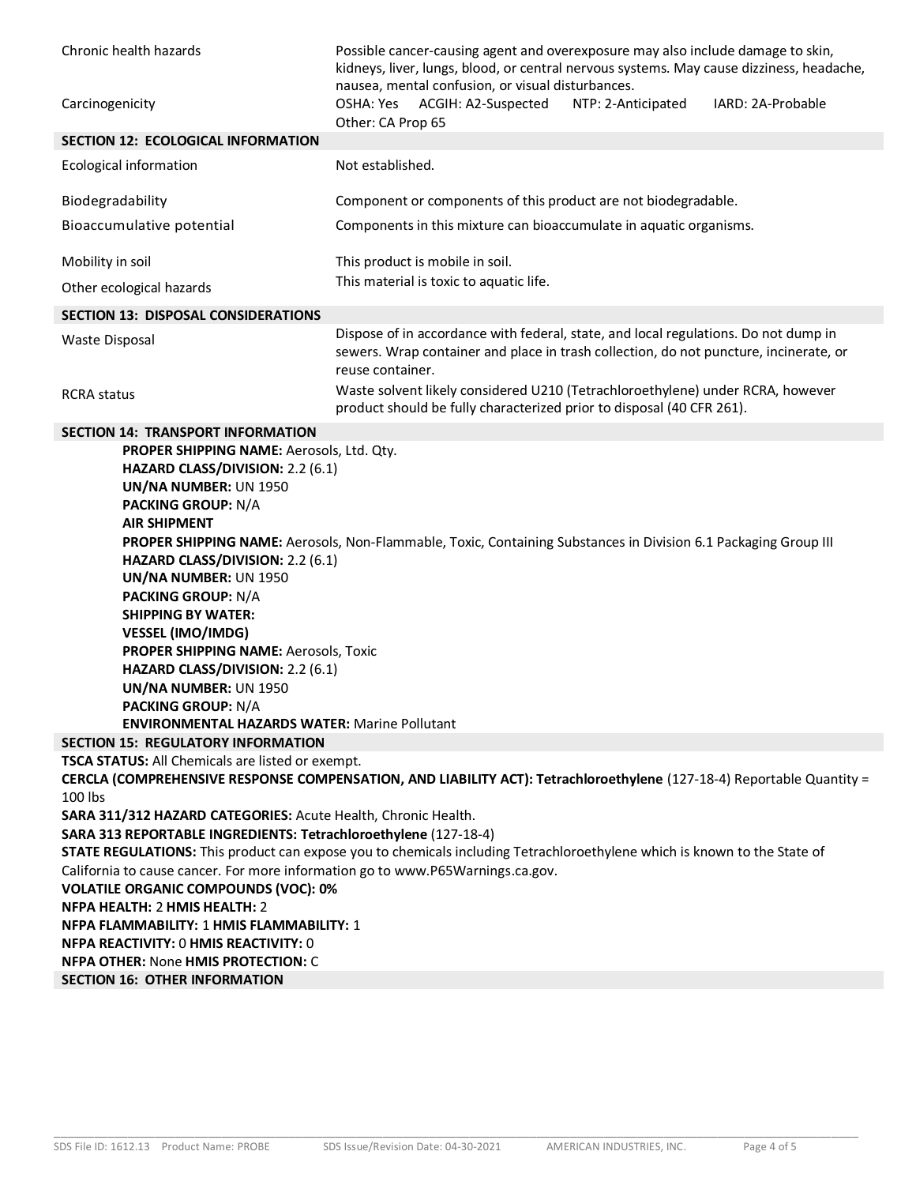| | |
|---|---|
| Chronic health hazards | Possible cancer-causing agent and overexposure may also include damage to skin, kidneys, liver, lungs, blood, or central nervous systems. May cause dizziness, headache, nausea, mental confusion, or visual disturbances. |
| Carcinogenicity | OSHA: Yes ACGIH: A2-Suspected NTP: 2-Anticipated IARD: 2A-Probable Other: CA Prop 65 |

## SECTION 12: ECOLOGICAL INFORMATION

| | |
|---|---|
| Ecological information | Not established. |
| Biodegradability | Component or components of this product are not biodegradable. |
| Bioaccumulative potential | Components in this mixture can bioaccumulate in aquatic organisms. |
| Mobility in soil | This product is mobile in soil. |
| Other ecological hazards | This material is toxic to aquatic life. |

## SECTION 13: DISPOSAL CONSIDERATIONS

| | |
|---|---|
| Waste Disposal | Dispose of in accordance with federal, state, and local regulations. Do not dump in sewers. Wrap container and place in trash collection, do not puncture, incinerate, or reuse container. |
| RCRA status | Waste solvent likely considered U210 (Tetrachloroethylene) under RCRA, however product should be fully characterized prior to disposal (40 CFR 261). |

## SECTION 14: TRANSPORT INFORMATION

**PROPER SHIPPING NAME:** Aerosols, Ltd. Qty.
**HAZARD CLASS/DIVISION:** 2.2 (6.1)
**UN/NA NUMBER:** UN 1950
**PACKING GROUP:** N/A

**AIR SHIPMENT**
**PROPER SHIPPING NAME:** Aerosols, Non-Flammable, Toxic, Containing Substances in Division 6.1 Packaging Group III
**HAZARD CLASS/DIVISION:** 2.2 (6.1)
**UN/NA NUMBER:** UN 1950
**PACKING GROUP:** N/A

**SHIPPING BY WATER:**
**VESSEL (IMO/IMDG)**
**PROPER SHIPPING NAME:** Aerosols, Toxic
**HAZARD CLASS/DIVISION:** 2.2 (6.1)
**UN/NA NUMBER:** UN 1950
**PACKING GROUP:** N/A
**ENVIRONMENTAL HAZARDS WATER:** Marine Pollutant

## SECTION 15: REGULATORY INFORMATION

**TSCA STATUS:** All Chemicals are listed or exempt.
**CERCLA (COMPREHENSIVE RESPONSE COMPENSATION, AND LIABILITY ACT): Tetrachloroethylene** (127-18-4) Reportable Quantity = 100 lbs
**SARA 311/312 HAZARD CATEGORIES:** Acute Health, Chronic Health.
**SARA 313 REPORTABLE INGREDIENTS: Tetrachloroethylene** (127-18-4)
**STATE REGULATIONS:** This product can expose you to chemicals including Tetrachloroethylene which is known to the State of California to cause cancer. For more information go to www.P65Warnings.ca.gov.
**VOLATILE ORGANIC COMPOUNDS (VOC): 0%**
**NFPA HEALTH:** 2 **HMIS HEALTH:** 2
**NFPA FLAMMABILITY:** 1 **HMIS FLAMMABILITY:** 1
**NFPA REACTIVITY:** 0 **HMIS REACTIVITY:** 0
**NFPA OTHER:** None **HMIS PROTECTION:** C

## SECTION 16: OTHER INFORMATION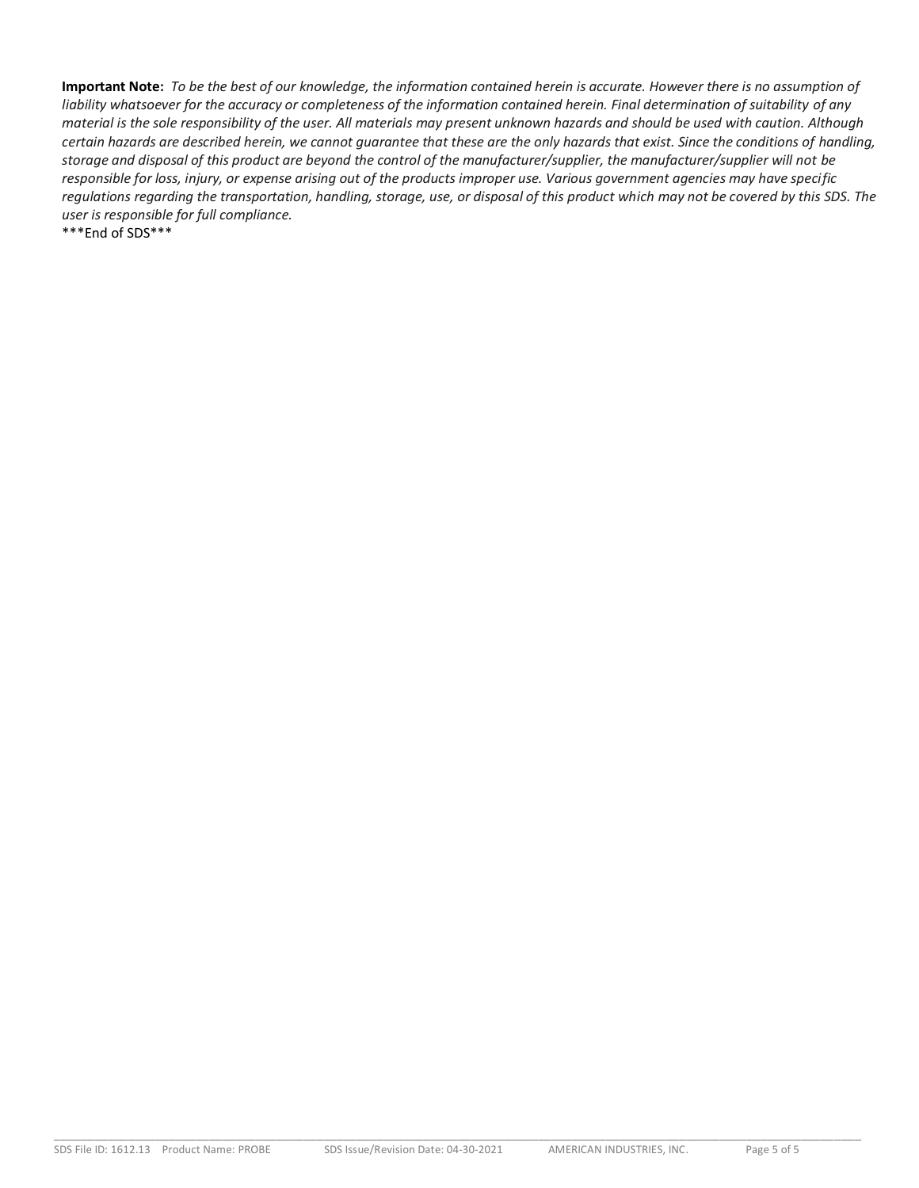**Important Note:** *To be the best of our knowledge, the information contained herein is accurate. However there is no assumption of liability whatsoever for the accuracy or completeness of the information contained herein. Final determination of suitability of any material is the sole responsibility of the user. All materials may present unknown hazards and should be used with caution. Although certain hazards are described herein, we cannot guarantee that these are the only hazards that exist. Since the conditions of handling, storage and disposal of this product are beyond the control of the manufacturer/supplier, the manufacturer/supplier will not be responsible for loss, injury, or expense arising out of the products improper use. Various government agencies may have specific regulations regarding the transportation, handling, storage, use, or disposal of this product which may not be covered by this SDS. The user is responsible for full compliance.*

***End of SDS***